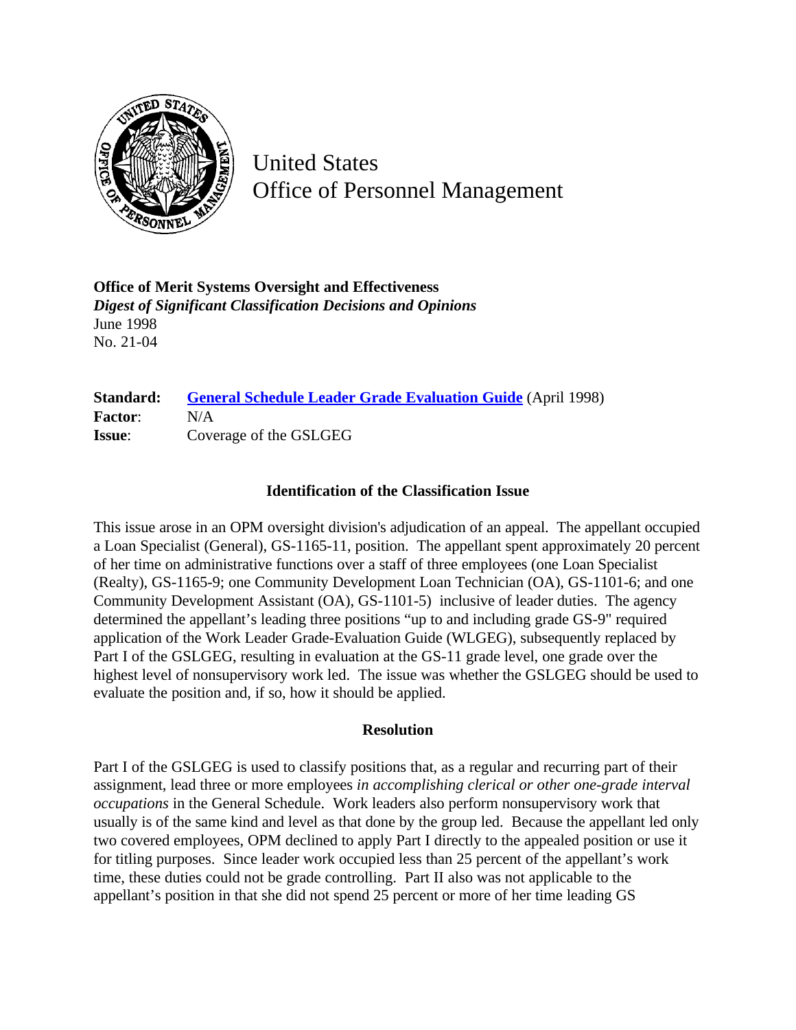United States
Office of Personnel Management

**Office of Merit Systems Oversight and Effectiveness**
***Digest of Significant Classification Decisions and Opinions***
June 1998
No. 21-04

**Standard:** General Schedule Leader Grade Evaluation Guide (April 1998)
**Factor**: N/A
**Issue**: Coverage of the GSLGEG

### Identification of the Classification Issue

This issue arose in an OPM oversight division's adjudication of an appeal. The appellant occupied a Loan Specialist (General), GS-1165-11, position. The appellant spent approximately 20 percent of her time on administrative functions over a staff of three employees (one Loan Specialist (Realty), GS-1165-9; one Community Development Loan Technician (OA), GS-1101-6; and one Community Development Assistant (OA), GS-1101-5) inclusive of leader duties. The agency determined the appellant's leading three positions "up to and including grade GS-9" required application of the Work Leader Grade-Evaluation Guide (WLGEG), subsequently replaced by Part I of the GSLGEG, resulting in evaluation at the GS-11 grade level, one grade over the highest level of nonsupervisory work led. The issue was whether the GSLGEG should be used to evaluate the position and, if so, how it should be applied.

### Resolution

Part I of the GSLGEG is used to classify positions that, as a regular and recurring part of their assignment, lead three or more employees *in accomplishing clerical or other one-grade interval occupations* in the General Schedule. Work leaders also perform nonsupervisory work that usually is of the same kind and level as that done by the group led. Because the appellant led only two covered employees, OPM declined to apply Part I directly to the appealed position or use it for titling purposes. Since leader work occupied less than 25 percent of the appellant's work time, these duties could not be grade controlling. Part II also was not applicable to the appellant's position in that she did not spend 25 percent or more of her time leading GS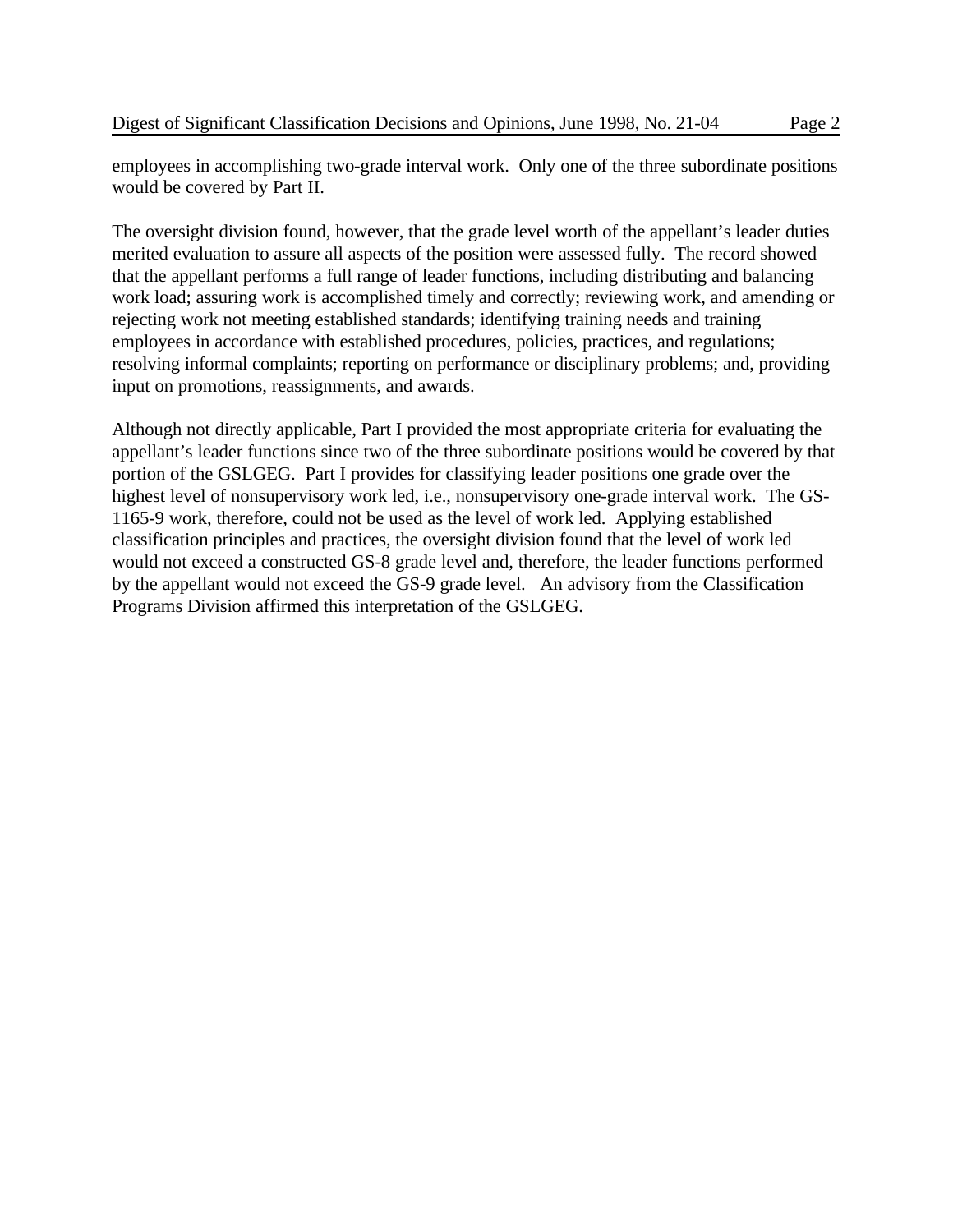employees in accomplishing two-grade interval work. Only one of the three subordinate positions would be covered by Part II.

The oversight division found, however, that the grade level worth of the appellant's leader duties merited evaluation to assure all aspects of the position were assessed fully. The record showed that the appellant performs a full range of leader functions, including distributing and balancing work load; assuring work is accomplished timely and correctly; reviewing work, and amending or rejecting work not meeting established standards; identifying training needs and training employees in accordance with established procedures, policies, practices, and regulations; resolving informal complaints; reporting on performance or disciplinary problems; and, providing input on promotions, reassignments, and awards.

Although not directly applicable, Part I provided the most appropriate criteria for evaluating the appellant's leader functions since two of the three subordinate positions would be covered by that portion of the GSLGEG. Part I provides for classifying leader positions one grade over the highest level of nonsupervisory work led, i.e., nonsupervisory one-grade interval work. The GS-1165-9 work, therefore, could not be used as the level of work led. Applying established classification principles and practices, the oversight division found that the level of work led would not exceed a constructed GS-8 grade level and, therefore, the leader functions performed by the appellant would not exceed the GS-9 grade level. An advisory from the Classification Programs Division affirmed this interpretation of the GSLGEG.